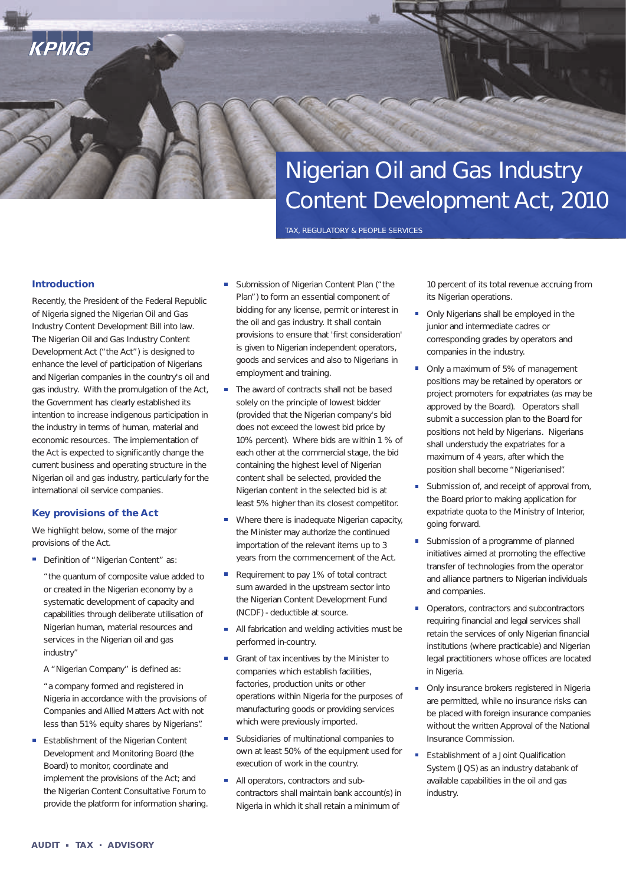# Nigerian Oil and Gas Industry Content Development Act, 2010

TAX, REGULATORY & PEOPLE SERVICES

## Introduction

Recently, the President of the Federal Republic of Nigeria signed the Nigerian Oil and Gas Industry Content Development Bill into law. The Nigerian Oil and Gas Industry Content Development Act ("the Act") is designed to enhance the level of participation of Nigerians and Nigerian companies in the country's oil and gas industry. With the promulgation of the Act, the Government has clearly established its intention to increase indigenous participation in the industry in terms of human, material and economic resources. The implementation of the Act is expected to significantly change the current business and operating structure in the Nigerian oil and gas industry, particularly for the international oil service companies.

## Key provisions of the Act

We highlight below, some of the major provisions of the Act.

- Definition of "Nigerian Content" as:

  "the quantum of composite value added to or created in the Nigerian economy by a systematic development of capacity and capabilities through deliberate utilisation of Nigerian human, material resources and services in the Nigerian oil and gas industry"

  A "Nigerian Company" is defined as:

  "a company formed and registered in Nigeria in accordance with the provisions of Companies and Allied Matters Act with not less than 51% equity shares by Nigerians".

- Establishment of the Nigerian Content Development and Monitoring Board (the Board) to monitor, coordinate and implement the provisions of the Act; and the Nigerian Content Consultative Forum to provide the platform for information sharing.
- Submission of Nigerian Content Plan ("the Plan") to form an essential component of bidding for any license, permit or interest in the oil and gas industry. It shall contain provisions to ensure that 'first consideration' is given to Nigerian independent operators, goods and services and also to Nigerians in employment and training.
- The award of contracts shall not be based solely on the principle of lowest bidder (provided that the Nigerian company's bid does not exceed the lowest bid price by 10% percent). Where bids are within 1 % of each other at the commercial stage, the bid containing the highest level of Nigerian content shall be selected, provided the Nigerian content in the selected bid is at least 5% higher than its closest competitor.
- Where there is inadequate Nigerian capacity, the Minister may authorize the continued importation of the relevant items up to 3 years from the commencement of the Act.
- Requirement to pay 1% of total contract sum awarded in the upstream sector into the Nigerian Content Development Fund (NCDF) - deductible at source.
- All fabrication and welding activities must be performed in-country.
- Grant of tax incentives by the Minister to companies which establish facilities, factories, production units or other operations within Nigeria for the purposes of manufacturing goods or providing services which were previously imported.
- Subsidiaries of multinational companies to own at least 50% of the equipment used for execution of work in the country.
- All operators, contractors and sub-contractors shall maintain bank account(s) in Nigeria in which it shall retain a minimum of 10 percent of its total revenue accruing from its Nigerian operations.
- Only Nigerians shall be employed in the junior and intermediate cadres or corresponding grades by operators and companies in the industry.
- Only a maximum of 5% of management positions may be retained by operators or project promoters for expatriates (as may be approved by the Board). Operators shall submit a succession plan to the Board for positions not held by Nigerians. Nigerians shall understudy the expatriates for a maximum of 4 years, after which the position shall become "Nigerianised".
- Submission of, and receipt of approval from, the Board prior to making application for expatriate quota to the Ministry of Interior, going forward.
- Submission of a programme of planned initiatives aimed at promoting the effective transfer of technologies from the operator and alliance partners to Nigerian individuals and companies.
- Operators, contractors and subcontractors requiring financial and legal services shall retain the services of only Nigerian financial institutions (where practicable) and Nigerian legal practitioners whose offices are located in Nigeria.
- Only insurance brokers registered in Nigeria are permitted, while no insurance risks can be placed with foreign insurance companies without the written Approval of the National Insurance Commission.
- Establishment of a Joint Qualification System (JQS) as an industry databank of available capabilities in the oil and gas industry.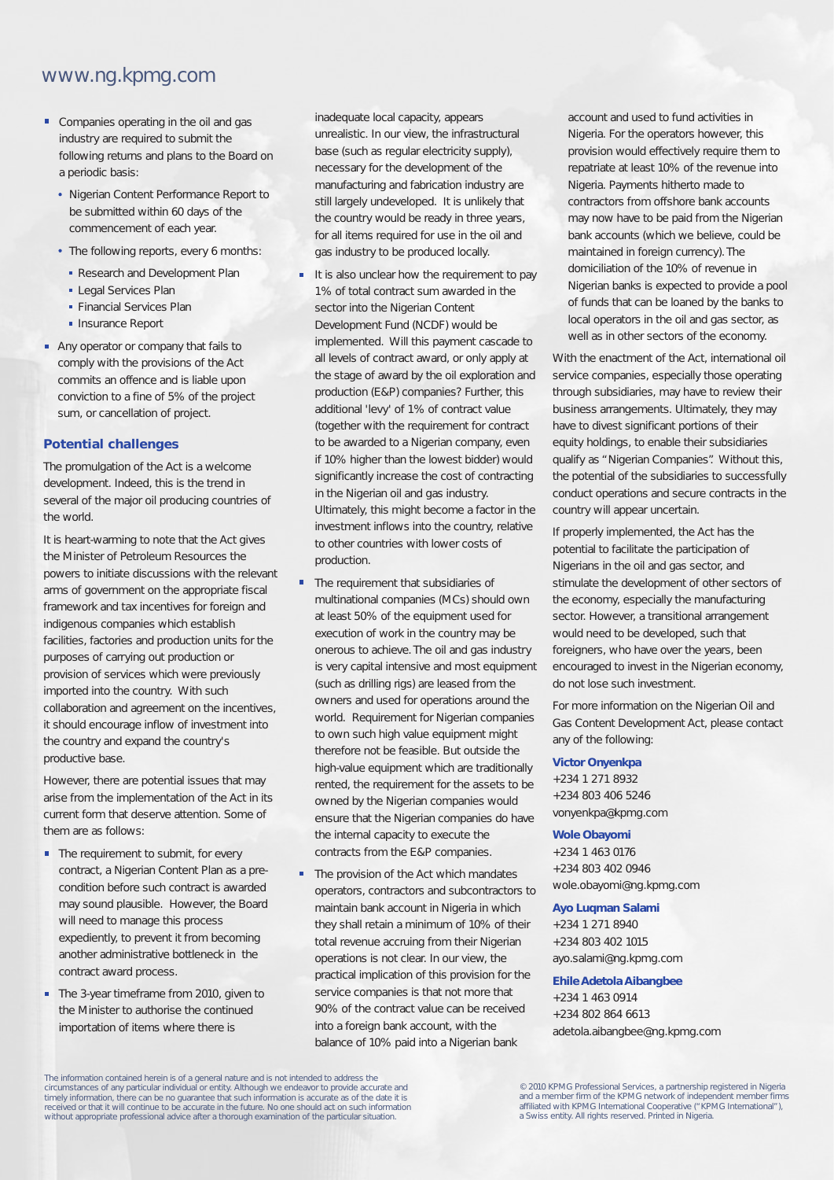www.ng.kpmg.com

- Companies operating in the oil and gas industry are required to submit the following returns and plans to the Board on a periodic basis:
  - Nigerian Content Performance Report to be submitted within 60 days of the commencement of each year.
  - The following reports, every 6 months:
    - Research and Development Plan
    - Legal Services Plan
    - Financial Services Plan
    - Insurance Report
- Any operator or company that fails to comply with the provisions of the Act commits an offence and is liable upon conviction to a fine of 5% of the project sum, or cancellation of project.

## Potential challenges

The promulgation of the Act is a welcome development. Indeed, this is the trend in several of the major oil producing countries of the world.

It is heart-warming to note that the Act gives the Minister of Petroleum Resources the powers to initiate discussions with the relevant arms of government on the appropriate fiscal framework and tax incentives for foreign and indigenous companies which establish facilities, factories and production units for the purposes of carrying out production or provision of services which were previously imported into the country. With such collaboration and agreement on the incentives, it should encourage inflow of investment into the country and expand the country's productive base.

However, there are potential issues that may arise from the implementation of the Act in its current form that deserve attention. Some of them are as follows:

- The requirement to submit, for every contract, a Nigerian Content Plan as a pre-condition before such contract is awarded may sound plausible. However, the Board will need to manage this process expediently, to prevent it from becoming another administrative bottleneck in the contract award process.
- The 3-year timeframe from 2010, given to the Minister to authorise the continued importation of items where there is inadequate local capacity, appears unrealistic. In our view, the infrastructural base (such as regular electricity supply), necessary for the development of the manufacturing and fabrication industry are still largely undeveloped. It is unlikely that the country would be ready in three years, for all items required for use in the oil and gas industry to be produced locally.
- It is also unclear how the requirement to pay 1% of total contract sum awarded in the sector into the Nigerian Content Development Fund (NCDF) would be implemented. Will this payment cascade to all levels of contract award, or only apply at the stage of award by the oil exploration and production (E&P) companies? Further, this additional 'levy' of 1% of contract value (together with the requirement for contract to be awarded to a Nigerian company, even if 10% higher than the lowest bidder) would significantly increase the cost of contracting in the Nigerian oil and gas industry. Ultimately, this might become a factor in the investment inflows into the country, relative to other countries with lower costs of production.
- The requirement that subsidiaries of multinational companies (MCs) should own at least 50% of the equipment used for execution of work in the country may be onerous to achieve. The oil and gas industry is very capital intensive and most equipment (such as drilling rigs) are leased from the owners and used for operations around the world. Requirement for Nigerian companies to own such high value equipment might therefore not be feasible. But outside the high-value equipment which are traditionally rented, the requirement for the assets to be owned by the Nigerian companies would ensure that the Nigerian companies do have the internal capacity to execute the contracts from the E&P companies.
- The provision of the Act which mandates operators, contractors and subcontractors to maintain bank account in Nigeria in which they shall retain a minimum of 10% of their total revenue accruing from their Nigerian operations is not clear. In our view, the practical implication of this provision for the service companies is that not more that 90% of the contract value can be received into a foreign bank account, with the balance of 10% paid into a Nigerian bank account and used to fund activities in Nigeria. For the operators however, this provision would effectively require them to repatriate at least 10% of the revenue into Nigeria. Payments hitherto made to contractors from offshore bank accounts may now have to be paid from the Nigerian bank accounts (which we believe, could be maintained in foreign currency). The domiciliation of the 10% of revenue in Nigerian banks is expected to provide a pool of funds that can be loaned by the banks to local operators in the oil and gas sector, as well as in other sectors of the economy.

With the enactment of the Act, international oil service companies, especially those operating through subsidiaries, may have to review their business arrangements. Ultimately, they may have to divest significant portions of their equity holdings, to enable their subsidiaries qualify as "Nigerian Companies". Without this, the potential of the subsidiaries to successfully conduct operations and secure contracts in the country will appear uncertain.

If properly implemented, the Act has the potential to facilitate the participation of Nigerians in the oil and gas sector, and stimulate the development of other sectors of the economy, especially the manufacturing sector. However, a transitional arrangement would need to be developed, such that foreigners, who have over the years, been encouraged to invest in the Nigerian economy, do not lose such investment.

For more information on the Nigerian Oil and Gas Content Development Act, please contact any of the following:

**Victor Onyenkpa**
+234 1 271 8932
+234 803 406 5246
vonyenkpa@kpmg.com

**Wole Obayomi**
+234 1 463 0176
+234 803 402 0946
wole.obayomi@ng.kpmg.com

**Ayo Luqman Salami**
+234 1 271 8940
+234 803 402 1015
ayo.salami@ng.kpmg.com

**Ehile Adetola Aibangbee**
+234 1 463 0914
+234 802 864 6613
adetola.aibangbee@ng.kpmg.com

The information contained herein is of a general nature and is not intended to address the circumstances of any particular individual or entity. Although we endeavor to provide accurate and timely information, there can be no guarantee that such information is accurate as of the date it is received or that it will continue to be accurate in the future. No one should act on such information without appropriate professional advice after a thorough examination of the particular situation.

© 2010 KPMG Professional Services, a partnership registered in Nigeria and a member firm of the KPMG network of independent member firms affiliated with KPMG International Cooperative ("KPMG International"), a Swiss entity. All rights reserved. Printed in Nigeria.